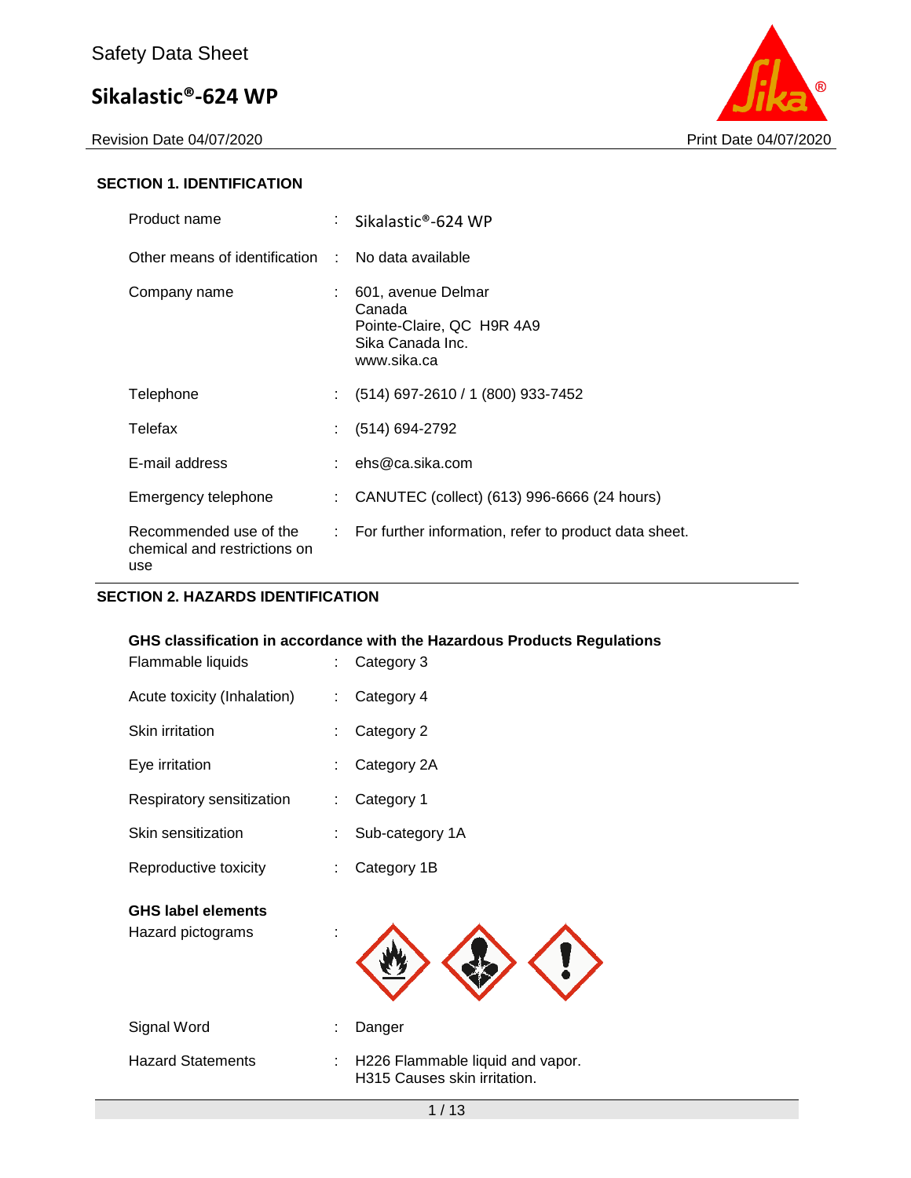Safety Data Sheet

# Sikalastic®-624 WP

Revision Date 04/07/2020 Print Date 04/07/2020

## SECTION 1. IDENTIFICATION

| | | |
|---|---|---|
| Product name | : | Sikalastic®-624 WP |
| Other means of identification | : | No data available |
| Company name | : | 601, avenue Delmar<br>Canada<br>Pointe-Claire, QC H9R 4A9<br>Sika Canada Inc.<br>www.sika.ca |
| Telephone | : | (514) 697-2610 / 1 (800) 933-7452 |
| Telefax | : | (514) 694-2792 |
| E-mail address | : | ehs@ca.sika.com |
| Emergency telephone | : | CANUTEC (collect) (613) 996-6666 (24 hours) |
| Recommended use of the chemical and restrictions on use | : | For further information, refer to product data sheet. |

## SECTION 2. HAZARDS IDENTIFICATION

**GHS classification in accordance with the Hazardous Products Regulations**

| | | |
|---|---|---|
| Flammable liquids | : | Category 3 |
| Acute toxicity (Inhalation) | : | Category 4 |
| Skin irritation | : | Category 2 |
| Eye irritation | : | Category 2A |
| Respiratory sensitization | : | Category 1 |
| Skin sensitization | : | Sub-category 1A |
| Reproductive toxicity | : | Category 1B |

**GHS label elements**

| | | |
|---|---|---|
| Hazard pictograms | : | |
| Signal Word | : | Danger |
| Hazard Statements | : | H226 Flammable liquid and vapor.<br>H315 Causes skin irritation. |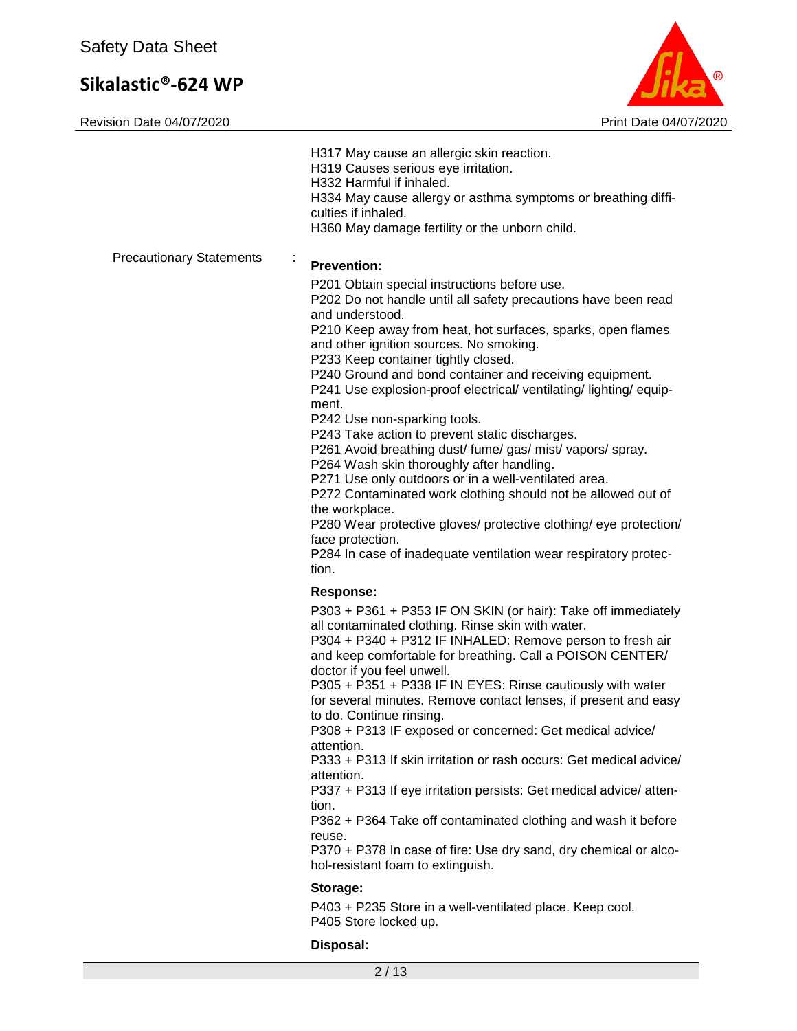H317 May cause an allergic skin reaction.
H319 Causes serious eye irritation.
H332 Harmful if inhaled.
H334 May cause allergy or asthma symptoms or breathing difficulties if inhaled.
H360 May damage fertility or the unborn child.

Precautionary Statements :

**Prevention:**

P201 Obtain special instructions before use.
P202 Do not handle until all safety precautions have been read and understood.
P210 Keep away from heat, hot surfaces, sparks, open flames and other ignition sources. No smoking.
P233 Keep container tightly closed.
P240 Ground and bond container and receiving equipment.
P241 Use explosion-proof electrical/ ventilating/ lighting/ equipment.
P242 Use non-sparking tools.
P243 Take action to prevent static discharges.
P261 Avoid breathing dust/ fume/ gas/ mist/ vapors/ spray.
P264 Wash skin thoroughly after handling.
P271 Use only outdoors or in a well-ventilated area.
P272 Contaminated work clothing should not be allowed out of the workplace.
P280 Wear protective gloves/ protective clothing/ eye protection/ face protection.
P284 In case of inadequate ventilation wear respiratory protection.

**Response:**

P303 + P361 + P353 IF ON SKIN (or hair): Take off immediately all contaminated clothing. Rinse skin with water.
P304 + P340 + P312 IF INHALED: Remove person to fresh air and keep comfortable for breathing. Call a POISON CENTER/ doctor if you feel unwell.
P305 + P351 + P338 IF IN EYES: Rinse cautiously with water for several minutes. Remove contact lenses, if present and easy to do. Continue rinsing.
P308 + P313 IF exposed or concerned: Get medical advice/ attention.
P333 + P313 If skin irritation or rash occurs: Get medical advice/ attention.
P337 + P313 If eye irritation persists: Get medical advice/ attention.
P362 + P364 Take off contaminated clothing and wash it before reuse.
P370 + P378 In case of fire: Use dry sand, dry chemical or alcohol-resistant foam to extinguish.

**Storage:**

P403 + P235 Store in a well-ventilated place. Keep cool.
P405 Store locked up.

**Disposal:**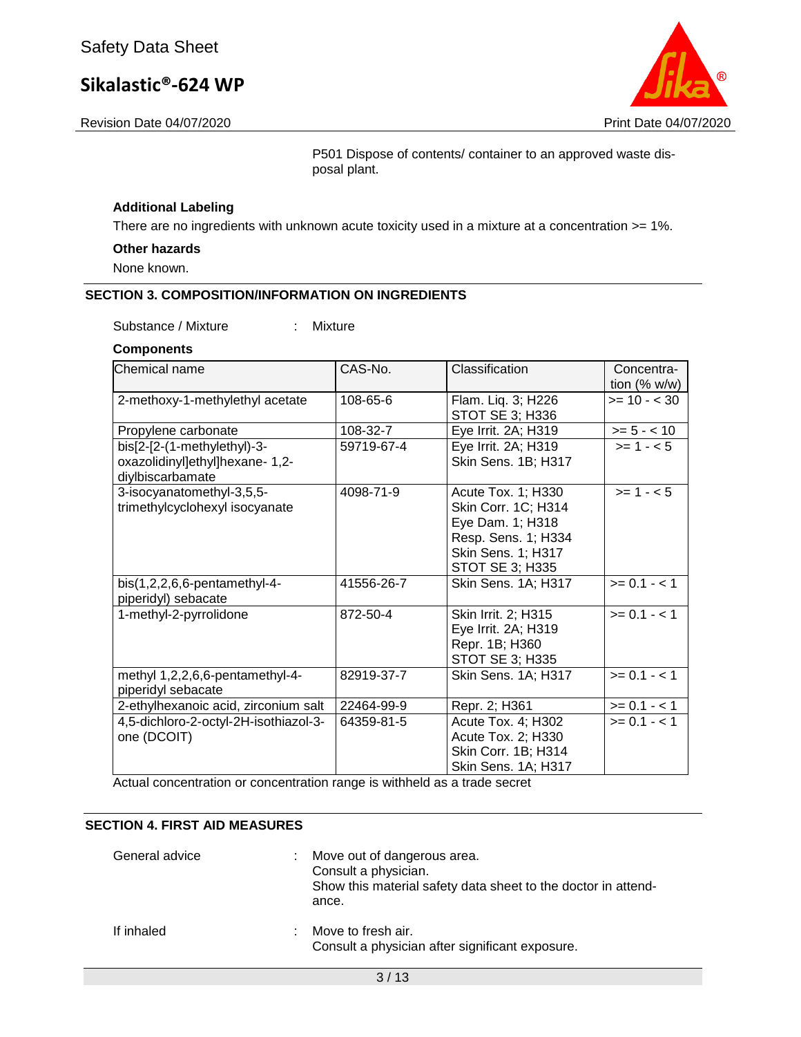P501 Dispose of contents/ container to an approved waste disposal plant.

**Additional Labeling**

There are no ingredients with unknown acute toxicity used in a mixture at a concentration >= 1%.

**Other hazards**

None known.

## SECTION 3. COMPOSITION/INFORMATION ON INGREDIENTS

Substance / Mixture : Mixture

**Components**

| Chemical name | CAS-No. | Classification | Concentration (% w/w) |
|---|---|---|---|
| 2-methoxy-1-methylethyl acetate | 108-65-6 | Flam. Liq. 3; H226<br>STOT SE 3; H336 | >= 10 - < 30 |
| Propylene carbonate | 108-32-7 | Eye Irrit. 2A; H319 | >= 5 - < 10 |
| bis[2-[2-(1-methylethyl)-3-oxazolidinyl]ethyl]hexane- 1,2-diylbiscarbamate | 59719-67-4 | Eye Irrit. 2A; H319<br>Skin Sens. 1B; H317 | >= 1 - < 5 |
| 3-isocyanatomethyl-3,5,5-trimethylcyclohexyl isocyanate | 4098-71-9 | Acute Tox. 1; H330<br>Skin Corr. 1C; H314<br>Eye Dam. 1; H318<br>Resp. Sens. 1; H334<br>Skin Sens. 1; H317<br>STOT SE 3; H335 | >= 1 - < 5 |
| bis(1,2,2,6,6-pentamethyl-4-piperidyl) sebacate | 41556-26-7 | Skin Sens. 1A; H317 | >= 0.1 - < 1 |
| 1-methyl-2-pyrrolidone | 872-50-4 | Skin Irrit. 2; H315<br>Eye Irrit. 2A; H319<br>Repr. 1B; H360<br>STOT SE 3; H335 | >= 0.1 - < 1 |
| methyl 1,2,2,6,6-pentamethyl-4-piperidyl sebacate | 82919-37-7 | Skin Sens. 1A; H317 | >= 0.1 - < 1 |
| 2-ethylhexanoic acid, zirconium salt | 22464-99-9 | Repr. 2; H361 | >= 0.1 - < 1 |
| 4,5-dichloro-2-octyl-2H-isothiazol-3-one (DCOIT) | 64359-81-5 | Acute Tox. 4; H302<br>Acute Tox. 2; H330<br>Skin Corr. 1B; H314<br>Skin Sens. 1A; H317 | >= 0.1 - < 1 |

Actual concentration or concentration range is withheld as a trade secret

## SECTION 4. FIRST AID MEASURES

General advice : Move out of dangerous area.
Consult a physician.
Show this material safety data sheet to the doctor in attendance.

If inhaled : Move to fresh air.
Consult a physician after significant exposure.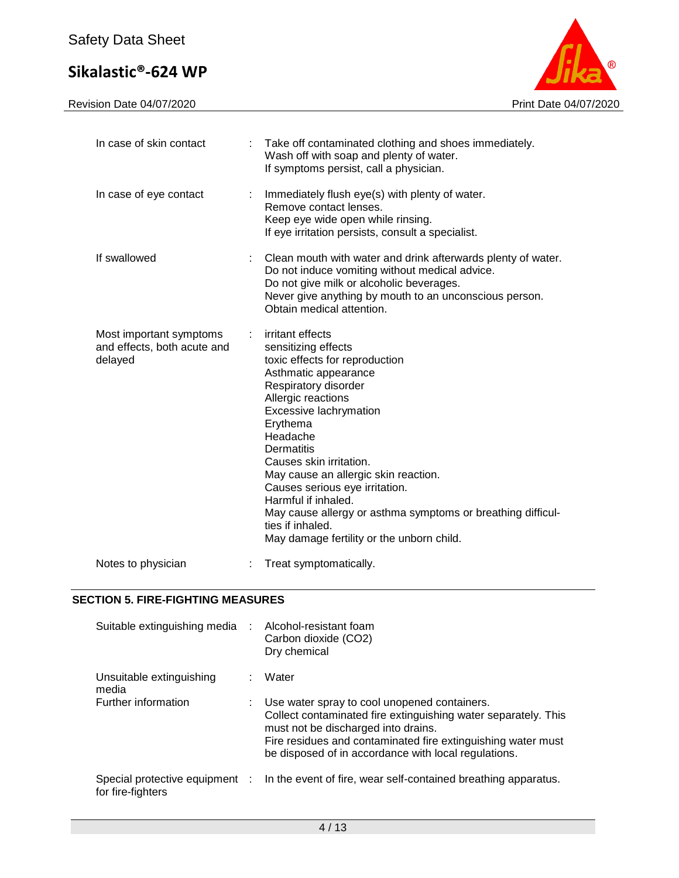| | | |
|---|---|---|
| In case of skin contact | : | Take off contaminated clothing and shoes immediately.<br>Wash off with soap and plenty of water.<br>If symptoms persist, call a physician. |
| In case of eye contact | : | Immediately flush eye(s) with plenty of water.<br>Remove contact lenses.<br>Keep eye wide open while rinsing.<br>If eye irritation persists, consult a specialist. |
| If swallowed | : | Clean mouth with water and drink afterwards plenty of water.<br>Do not induce vomiting without medical advice.<br>Do not give milk or alcoholic beverages.<br>Never give anything by mouth to an unconscious person.<br>Obtain medical attention. |
| Most important symptoms and effects, both acute and delayed | : | irritant effects<br>sensitizing effects<br>toxic effects for reproduction<br>Asthmatic appearance<br>Respiratory disorder<br>Allergic reactions<br>Excessive lachrymation<br>Erythema<br>Headache<br>Dermatitis<br>Causes skin irritation.<br>May cause an allergic skin reaction.<br>Causes serious eye irritation.<br>Harmful if inhaled.<br>May cause allergy or asthma symptoms or breathing difficulties if inhaled.<br>May damage fertility or the unborn child. |
| Notes to physician | : | Treat symptomatically. |

## SECTION 5. FIRE-FIGHTING MEASURES

| | | |
|---|---|---|
| Suitable extinguishing media | : | Alcohol-resistant foam<br>Carbon dioxide ($CO_2$)<br>Dry chemical |
| Unsuitable extinguishing media | : | Water |
| Further information | : | Use water spray to cool unopened containers.<br>Collect contaminated fire extinguishing water separately. This must not be discharged into drains.<br>Fire residues and contaminated fire extinguishing water must be disposed of in accordance with local regulations. |
| Special protective equipment for fire-fighters | : | In the event of fire, wear self-contained breathing apparatus. |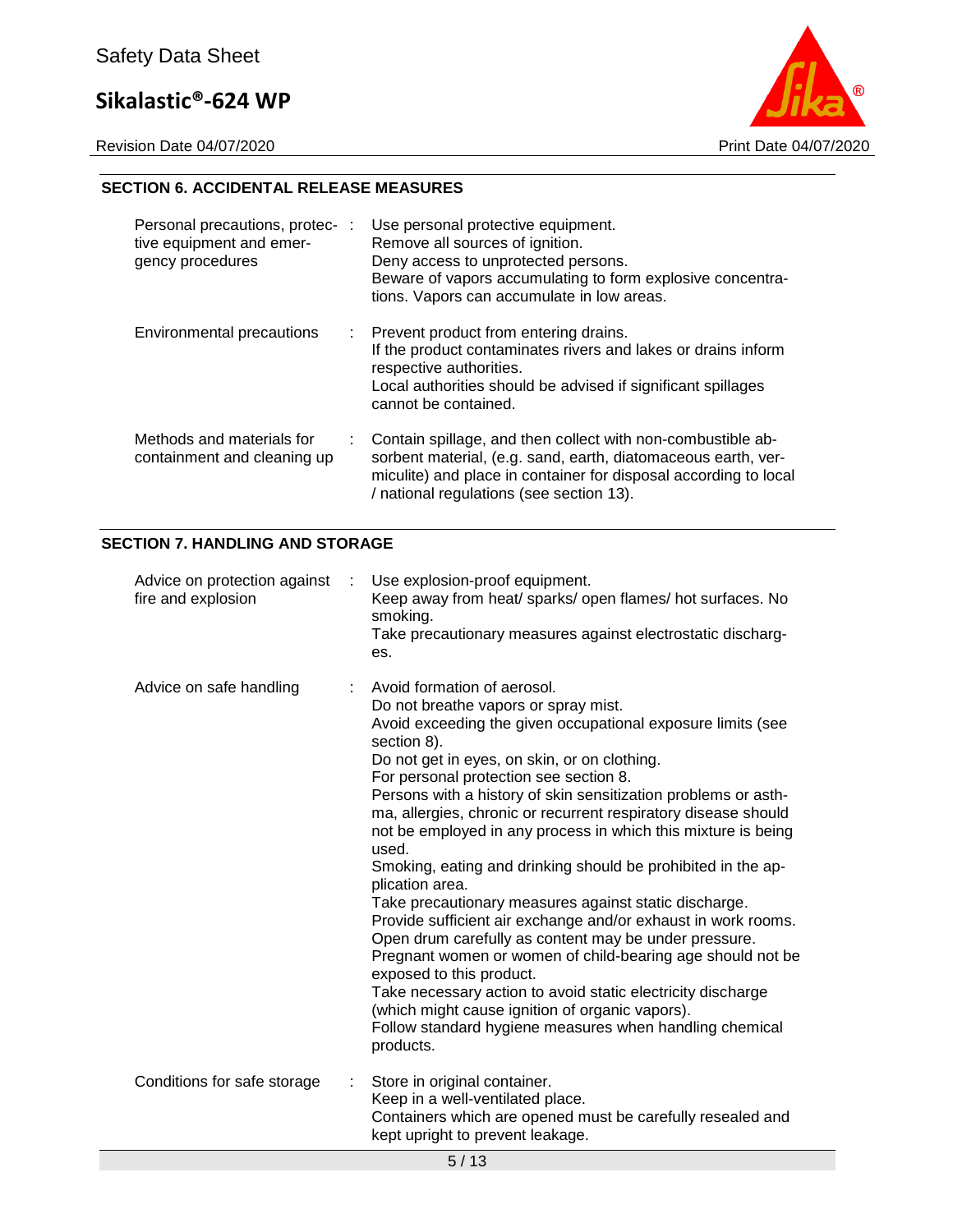## SECTION 6. ACCIDENTAL RELEASE MEASURES

| | |
|---|---|
| Personal precautions, protective equipment and emergency procedures | Use personal protective equipment.<br>Remove all sources of ignition.<br>Deny access to unprotected persons.<br>Beware of vapors accumulating to form explosive concentrations. Vapors can accumulate in low areas. |
| Environmental precautions | Prevent product from entering drains.<br>If the product contaminates rivers and lakes or drains inform respective authorities.<br>Local authorities should be advised if significant spillages cannot be contained. |
| Methods and materials for containment and cleaning up | Contain spillage, and then collect with non-combustible absorbent material, (e.g. sand, earth, diatomaceous earth, vermiculite) and place in container for disposal according to local / national regulations (see section 13). |

## SECTION 7. HANDLING AND STORAGE

| | |
|---|---|
| Advice on protection against fire and explosion | Use explosion-proof equipment.<br>Keep away from heat/ sparks/ open flames/ hot surfaces. No smoking.<br>Take precautionary measures against electrostatic discharges. |
| Advice on safe handling | Avoid formation of aerosol.<br>Do not breathe vapors or spray mist.<br>Avoid exceeding the given occupational exposure limits (see section 8).<br>Do not get in eyes, on skin, or on clothing.<br>For personal protection see section 8.<br>Persons with a history of skin sensitization problems or asthma, allergies, chronic or recurrent respiratory disease should not be employed in any process in which this mixture is being used.<br>Smoking, eating and drinking should be prohibited in the application area.<br>Take precautionary measures against static discharge.<br>Provide sufficient air exchange and/or exhaust in work rooms.<br>Open drum carefully as content may be under pressure.<br>Pregnant women or women of child-bearing age should not be exposed to this product.<br>Take necessary action to avoid static electricity discharge (which might cause ignition of organic vapors).<br>Follow standard hygiene measures when handling chemical products. |
| Conditions for safe storage | Store in original container.<br>Keep in a well-ventilated place.<br>Containers which are opened must be carefully resealed and kept upright to prevent leakage. |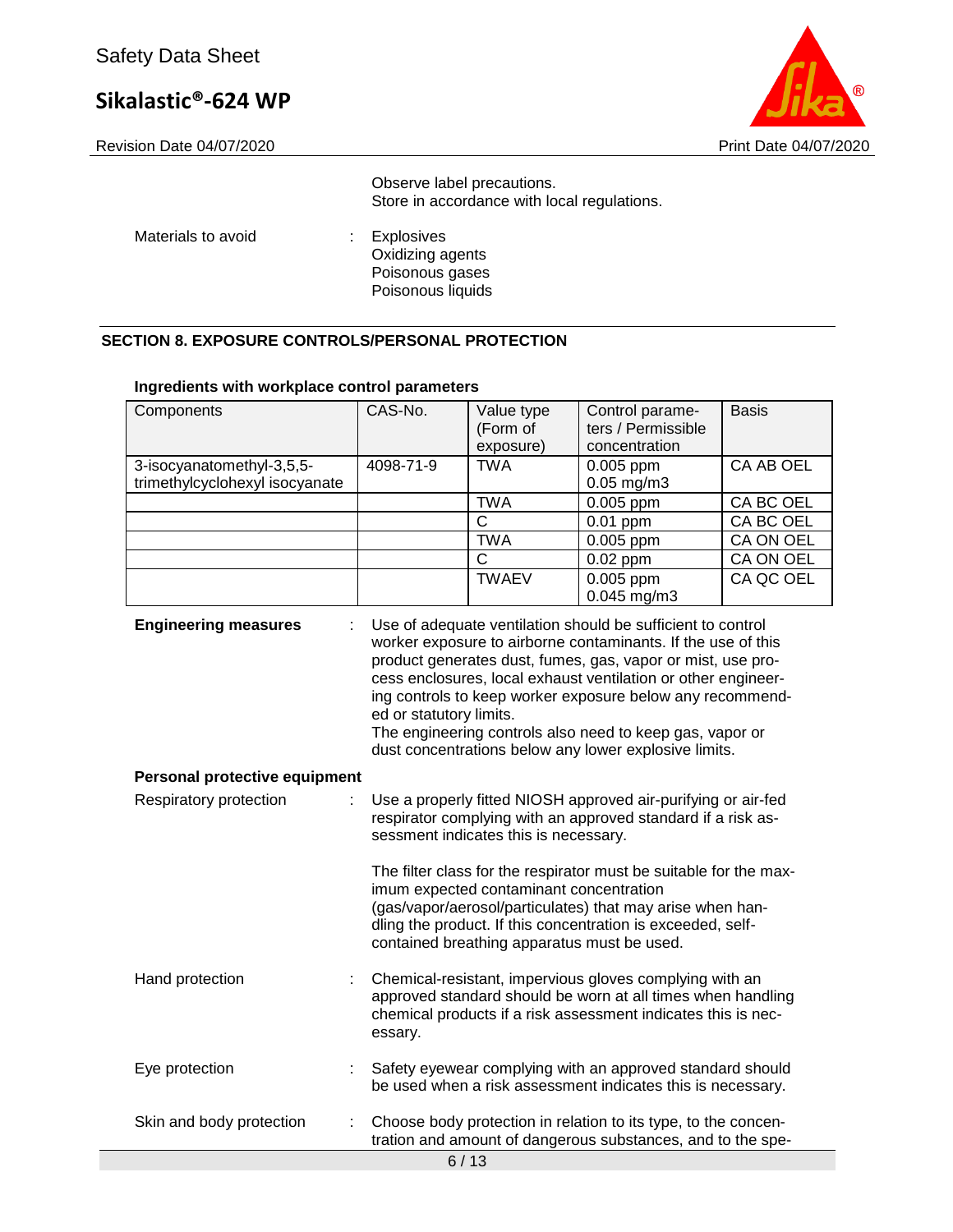Observe label precautions.
Store in accordance with local regulations.

Materials to avoid : Explosives
Oxidizing agents
Poisonous gases
Poisonous liquids

## SECTION 8. EXPOSURE CONTROLS/PERSONAL PROTECTION

### Ingredients with workplace control parameters

| Components | CAS-No. | Value type (Form of exposure) | Control parameters / Permissible concentration | Basis |
|---|---|---|---|---|
| 3-isocyanatomethyl-3,5,5-trimethylcyclohexyl isocyanate | 4098-71-9 | TWA | 0.005 ppm<br>0.05 mg/m3 | CA AB OEL |
| | | TWA | 0.005 ppm | CA BC OEL |
| | | C | 0.01 ppm | CA BC OEL |
| | | TWA | 0.005 ppm | CA ON OEL |
| | | C | 0.02 ppm | CA ON OEL |
| | | TWAEV | 0.005 ppm<br>0.045 mg/m3 | CA QC OEL |

**Engineering measures** : Use of adequate ventilation should be sufficient to control worker exposure to airborne contaminants. If the use of this product generates dust, fumes, gas, vapor or mist, use process enclosures, local exhaust ventilation or other engineering controls to keep worker exposure below any recommended or statutory limits.
The engineering controls also need to keep gas, vapor or dust concentrations below any lower explosive limits.

**Personal protective equipment**

Respiratory protection : Use a properly fitted NIOSH approved air-purifying or air-fed respirator complying with an approved standard if a risk assessment indicates this is necessary.

The filter class for the respirator must be suitable for the maximum expected contaminant concentration (gas/vapor/aerosol/particulates) that may arise when handling the product. If this concentration is exceeded, self-contained breathing apparatus must be used.

Hand protection : Chemical-resistant, impervious gloves complying with an approved standard should be worn at all times when handling chemical products if a risk assessment indicates this is necessary.

Eye protection : Safety eyewear complying with an approved standard should be used when a risk assessment indicates this is necessary.

Skin and body protection : Choose body protection in relation to its type, to the concentration and amount of dangerous substances, and to the spe-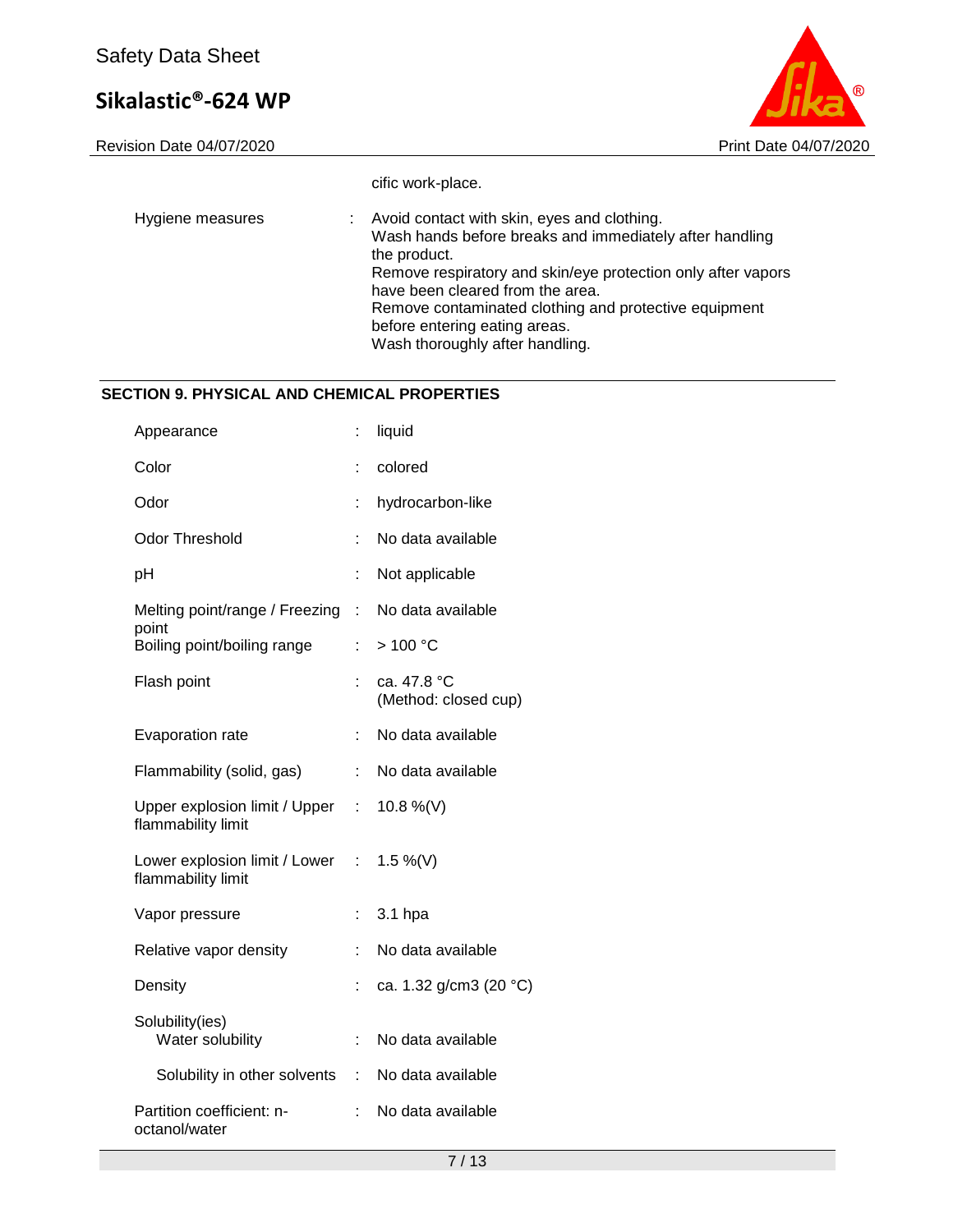cific work-place.

| | | |
|---|---|---|
| Hygiene measures | : | Avoid contact with skin, eyes and clothing. Wash hands before breaks and immediately after handling the product. Remove respiratory and skin/eye protection only after vapors have been cleared from the area. Remove contaminated clothing and protective equipment before entering eating areas. Wash thoroughly after handling. |

## SECTION 9. PHYSICAL AND CHEMICAL PROPERTIES

| | | |
|---|---|---|
| Appearance | : | liquid |
| Color | : | colored |
| Odor | : | hydrocarbon-like |
| Odor Threshold | : | No data available |
| pH | : | Not applicable |
| Melting point/range / Freezing point | : | No data available |
| Boiling point/boiling range | : | > 100 °C |
| Flash point | : | ca. 47.8 °C (Method: closed cup) |
| Evaporation rate | : | No data available |
| Flammability (solid, gas) | : | No data available |
| Upper explosion limit / Upper flammability limit | : | 10.8 %(V) |
| Lower explosion limit / Lower flammability limit | : | 1.5 %(V) |
| Vapor pressure | : | 3.1 hpa |
| Relative vapor density | : | No data available |
| Density | : | ca. 1.32 g/cm3 (20 °C) |
| Solubility(ies) | | |
| Water solubility | : | No data available |
| Solubility in other solvents | : | No data available |
| Partition coefficient: n-octanol/water | : | No data available |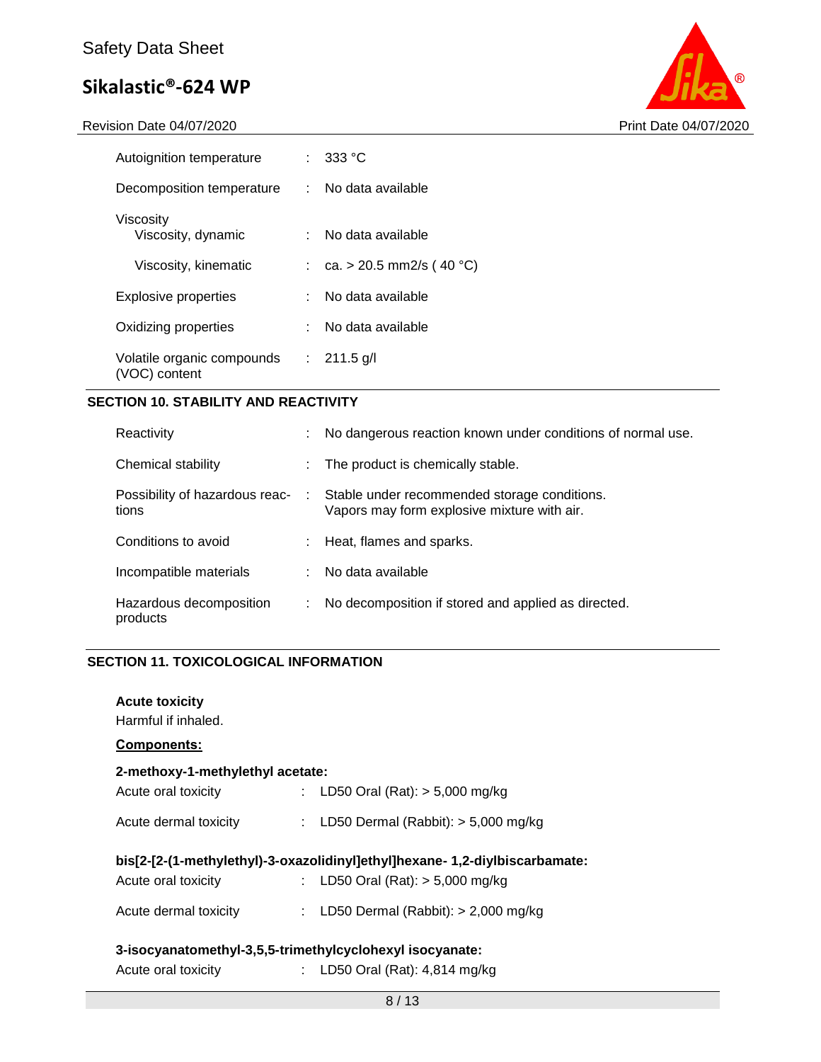| | | |
|---|---|---|
| Autoignition temperature | : | 333 °C |
| Decomposition temperature | : | No data available |
| Viscosity | | |
| Viscosity, dynamic | : | No data available |
| Viscosity, kinematic | : | ca. > 20.5 mm2/s ( 40 °C) |
| Explosive properties | : | No data available |
| Oxidizing properties | : | No data available |
| Volatile organic compounds (VOC) content | : | 211.5 g/l |

## SECTION 10. STABILITY AND REACTIVITY

| | | |
|---|---|---|
| Reactivity | : | No dangerous reaction known under conditions of normal use. |
| Chemical stability | : | The product is chemically stable. |
| Possibility of hazardous reactions | : | Stable under recommended storage conditions.<br>Vapors may form explosive mixture with air. |
| Conditions to avoid | : | Heat, flames and sparks. |
| Incompatible materials | : | No data available |
| Hazardous decomposition products | : | No decomposition if stored and applied as directed. |

## SECTION 11. TOXICOLOGICAL INFORMATION

**Acute toxicity**

Harmful if inhaled.

**Components:**

**2-methoxy-1-methylethyl acetate:**

| | | |
|---|---|---|
| Acute oral toxicity | : | LD50 Oral (Rat): > 5,000 mg/kg |
| Acute dermal toxicity | : | LD50 Dermal (Rabbit): > 5,000 mg/kg |

**bis[2-[2-(1-methylethyl)-3-oxazolidinyl]ethyl]hexane- 1,2-diylbiscarbamate:**

| | | |
|---|---|---|
| Acute oral toxicity | : | LD50 Oral (Rat): > 5,000 mg/kg |
| Acute dermal toxicity | : | LD50 Dermal (Rabbit): > 2,000 mg/kg |

**3-isocyanatomethyl-3,5,5-trimethylcyclohexyl isocyanate:**

| | | |
|---|---|---|
| Acute oral toxicity | : | LD50 Oral (Rat): 4,814 mg/kg |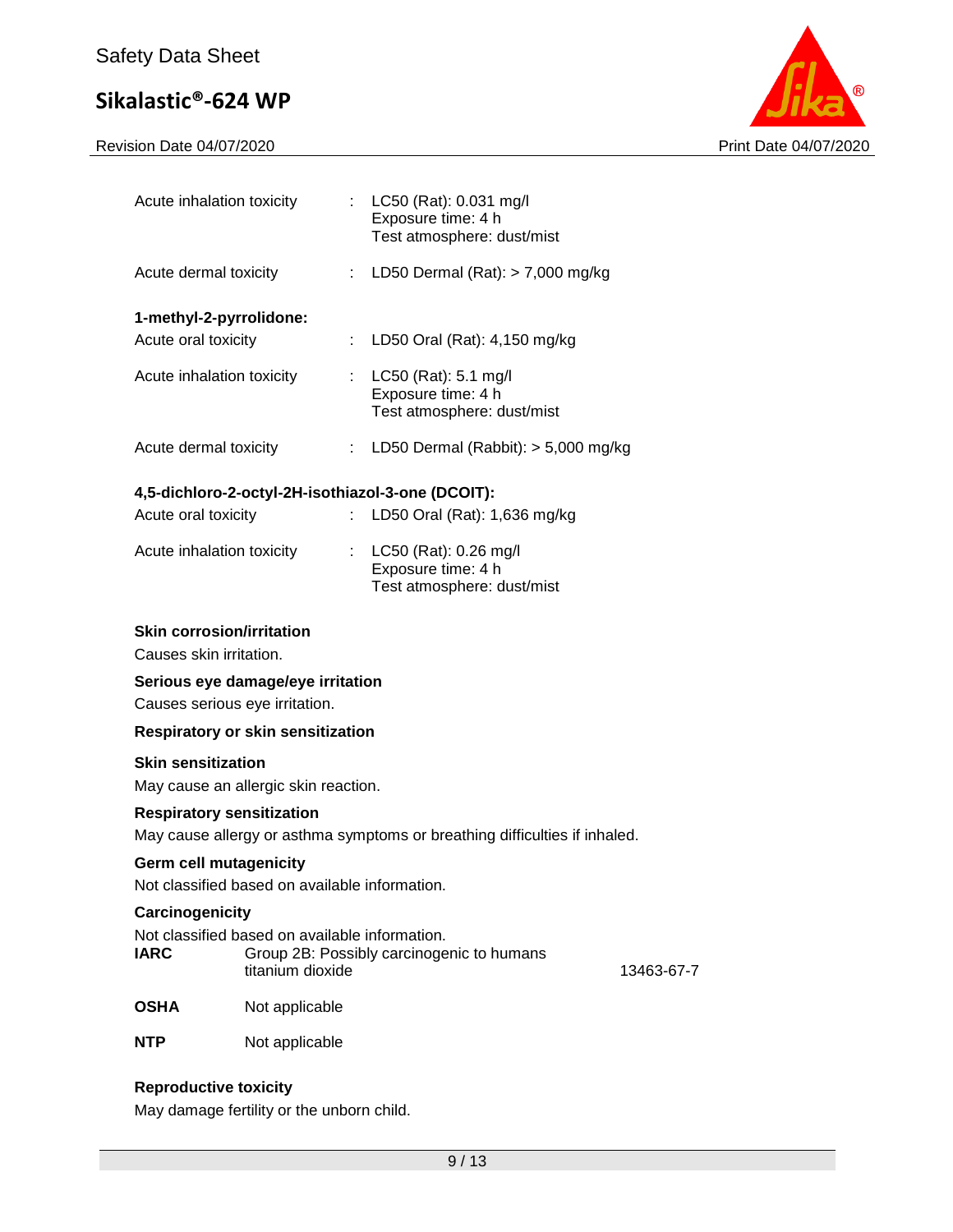Acute inhalation toxicity : LC50 (Rat): 0.031 mg/l
Exposure time: 4 h
Test atmosphere: dust/mist

Acute dermal toxicity : LD50 Dermal (Rat): > 7,000 mg/kg

**1-methyl-2-pyrrolidone:**

Acute oral toxicity : LD50 Oral (Rat): 4,150 mg/kg

Acute inhalation toxicity : LC50 (Rat): 5.1 mg/l
Exposure time: 4 h
Test atmosphere: dust/mist

Acute dermal toxicity : LD50 Dermal (Rabbit): > 5,000 mg/kg

**4,5-dichloro-2-octyl-2H-isothiazol-3-one (DCOIT):**

Acute oral toxicity : LD50 Oral (Rat): 1,636 mg/kg

Acute inhalation toxicity : LC50 (Rat): 0.26 mg/l
Exposure time: 4 h
Test atmosphere: dust/mist

**Skin corrosion/irritation**

Causes skin irritation.

**Serious eye damage/eye irritation**

Causes serious eye irritation.

**Respiratory or skin sensitization**

**Skin sensitization**

May cause an allergic skin reaction.

**Respiratory sensitization**

May cause allergy or asthma symptoms or breathing difficulties if inhaled.

**Germ cell mutagenicity**

Not classified based on available information.

**Carcinogenicity**

Not classified based on available information.

| | | |
|---|---|---|
| **IARC** | Group 2B: Possibly carcinogenic to humans<br>titanium dioxide | 13463-67-7 |
| **OSHA** | Not applicable | |
| **NTP** | Not applicable | |

**Reproductive toxicity**

May damage fertility or the unborn child.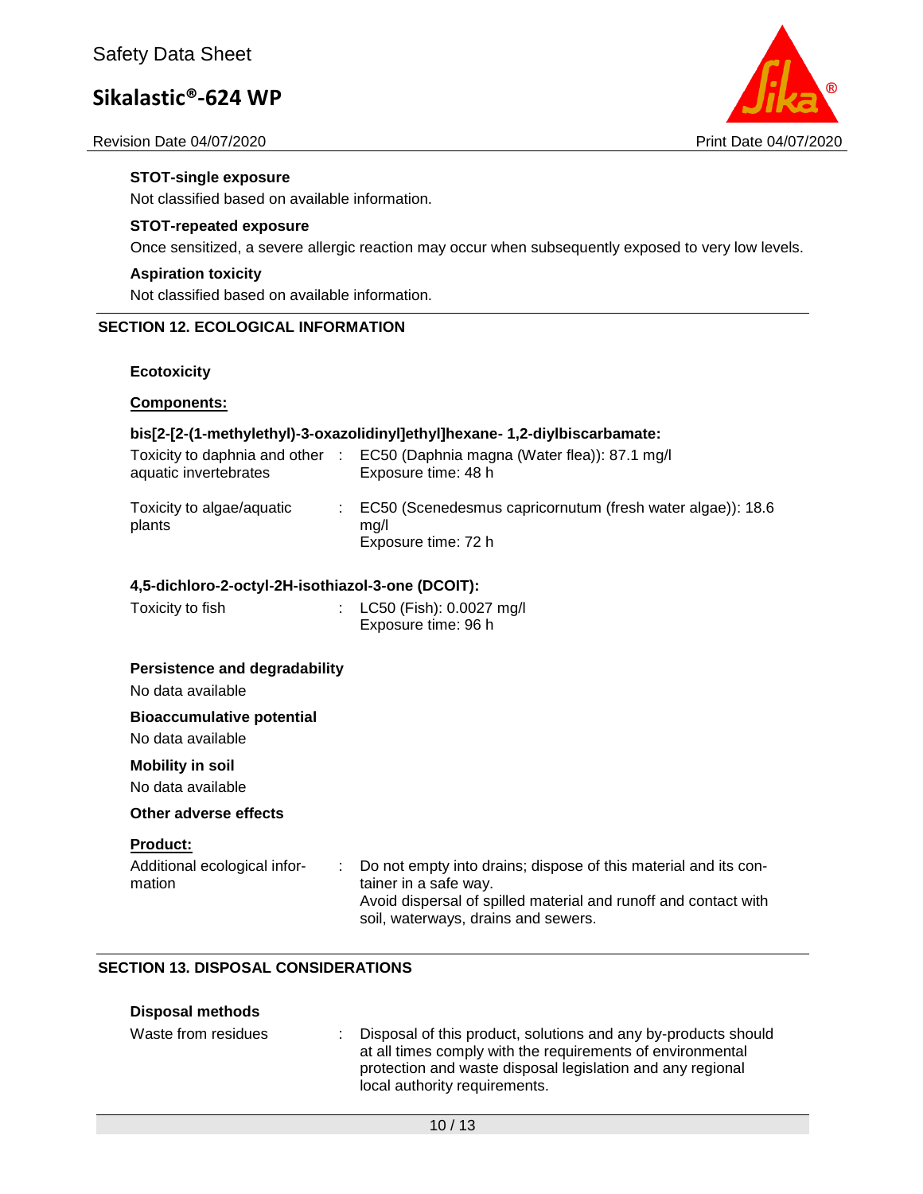**STOT-single exposure**

Not classified based on available information.

**STOT-repeated exposure**

Once sensitized, a severe allergic reaction may occur when subsequently exposed to very low levels.

**Aspiration toxicity**

Not classified based on available information.

## SECTION 12. ECOLOGICAL INFORMATION

**Ecotoxicity**

**Components:**

**bis[2-[2-(1-methylethyl)-3-oxazolidinyl]ethyl]hexane- 1,2-diylbiscarbamate:**

| | | |
|---|---|---|
| Toxicity to daphnia and other aquatic invertebrates | : | EC50 (Daphnia magna (Water flea)): 87.1 mg/l<br>Exposure time: 48 h |
| Toxicity to algae/aquatic plants | : | EC50 (Scenedesmus capricornutum (fresh water algae)): 18.6 mg/l<br>Exposure time: 72 h |

**4,5-dichloro-2-octyl-2H-isothiazol-3-one (DCOIT):**

| | | |
|---|---|---|
| Toxicity to fish | : | LC50 (Fish): 0.0027 mg/l<br>Exposure time: 96 h |

**Persistence and degradability**

No data available

**Bioaccumulative potential**

No data available

**Mobility in soil**

No data available

**Other adverse effects**

**Product:**

| | | |
|---|---|---|
| Additional ecological information | : | Do not empty into drains; dispose of this material and its container in a safe way.<br>Avoid dispersal of spilled material and runoff and contact with soil, waterways, drains and sewers. |

## SECTION 13. DISPOSAL CONSIDERATIONS

**Disposal methods**

| | | |
|---|---|---|
| Waste from residues | : | Disposal of this product, solutions and any by-products should at all times comply with the requirements of environmental protection and waste disposal legislation and any regional local authority requirements. |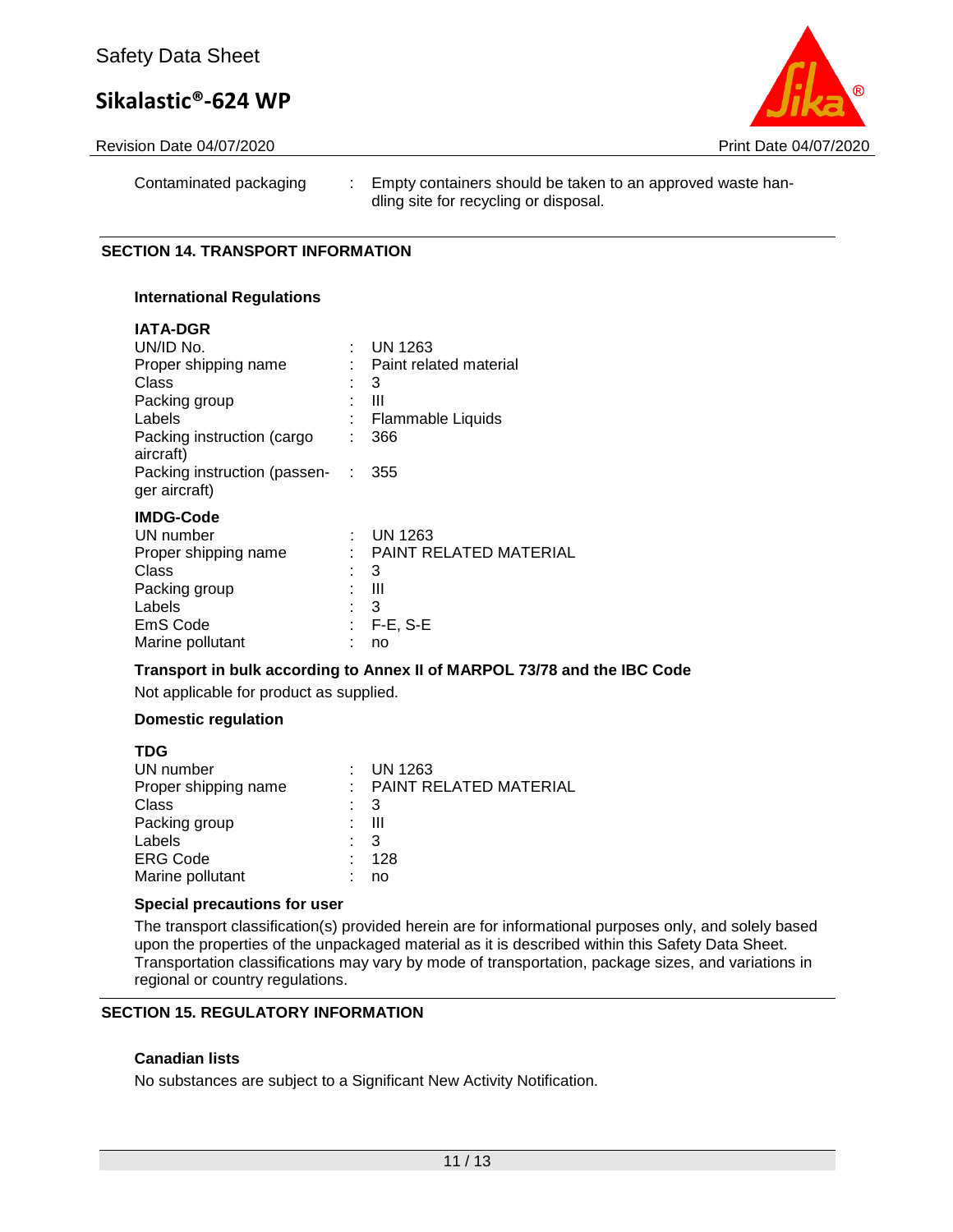| | | |
|---|---|---|
| Contaminated packaging | : | Empty containers should be taken to an approved waste handling site for recycling or disposal. |

## SECTION 14. TRANSPORT INFORMATION

### International Regulations

**IATA-DGR**

| | | |
|---|---|---|
| UN/ID No. | : | UN 1263 |
| Proper shipping name | : | Paint related material |
| Class | : | 3 |
| Packing group | : | III |
| Labels | : | Flammable Liquids |
| Packing instruction (cargo aircraft) | : | 366 |
| Packing instruction (passenger aircraft) | : | 355 |

**IMDG-Code**

| | | |
|---|---|---|
| UN number | : | UN 1263 |
| Proper shipping name | : | PAINT RELATED MATERIAL |
| Class | : | 3 |
| Packing group | : | III |
| Labels | : | 3 |
| EmS Code | : | F-E, S-E |
| Marine pollutant | : | no |

**Transport in bulk according to Annex II of MARPOL 73/78 and the IBC Code**

Not applicable for product as supplied.

### Domestic regulation

**TDG**

| | | |
|---|---|---|
| UN number | : | UN 1263 |
| Proper shipping name | : | PAINT RELATED MATERIAL |
| Class | : | 3 |
| Packing group | : | III |
| Labels | : | 3 |
| ERG Code | : | 128 |
| Marine pollutant | : | no |

**Special precautions for user**

The transport classification(s) provided herein are for informational purposes only, and solely based upon the properties of the unpackaged material as it is described within this Safety Data Sheet. Transportation classifications may vary by mode of transportation, package sizes, and variations in regional or country regulations.

## SECTION 15. REGULATORY INFORMATION

**Canadian lists**

No substances are subject to a Significant New Activity Notification.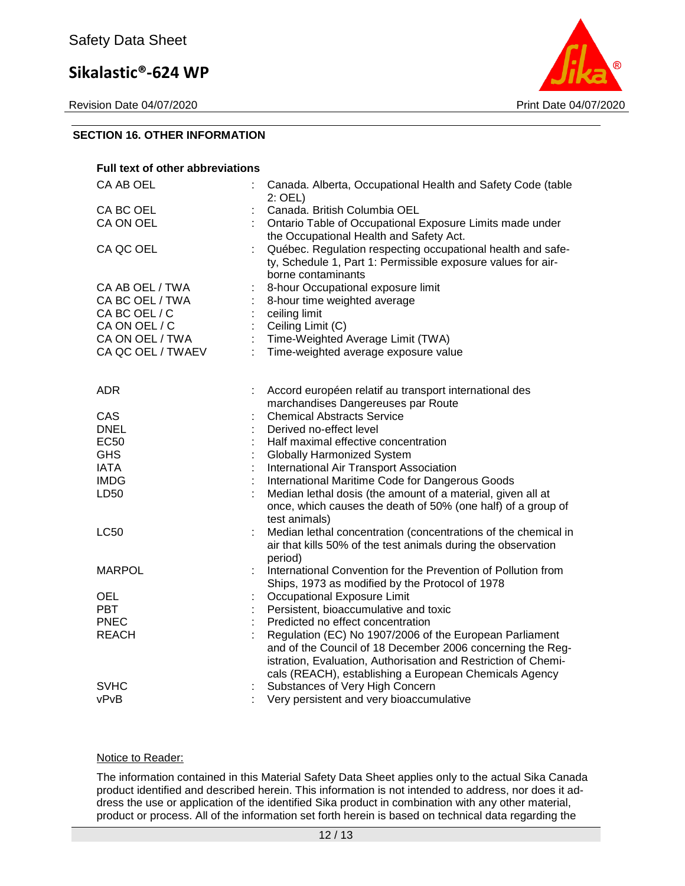## SECTION 16. OTHER INFORMATION

**Full text of other abbreviations**

| | |
|---|---|
| CA AB OEL | : Canada. Alberta, Occupational Health and Safety Code (table 2: OEL) |
| CA BC OEL | : Canada. British Columbia OEL |
| CA ON OEL | : Ontario Table of Occupational Exposure Limits made under the Occupational Health and Safety Act. |
| CA QC OEL | : Québec. Regulation respecting occupational health and safety, Schedule 1, Part 1: Permissible exposure values for airborne contaminants |
| CA AB OEL / TWA | : 8-hour Occupational exposure limit |
| CA BC OEL / TWA | : 8-hour time weighted average |
| CA BC OEL / C | : ceiling limit |
| CA ON OEL / C | : Ceiling Limit (C) |
| CA ON OEL / TWA | : Time-Weighted Average Limit (TWA) |
| CA QC OEL / TWAEV | : Time-weighted average exposure value |

| | |
|---|---|
| ADR | : Accord européen relatif au transport international des marchandises Dangereuses par Route |
| CAS | : Chemical Abstracts Service |
| DNEL | : Derived no-effect level |
| EC50 | : Half maximal effective concentration |
| GHS | : Globally Harmonized System |
| IATA | : International Air Transport Association |
| IMDG | : International Maritime Code for Dangerous Goods |
| LD50 | : Median lethal dosis (the amount of a material, given all at once, which causes the death of 50% (one half) of a group of test animals) |
| LC50 | : Median lethal concentration (concentrations of the chemical in air that kills 50% of the test animals during the observation period) |
| MARPOL | : International Convention for the Prevention of Pollution from Ships, 1973 as modified by the Protocol of 1978 |
| OEL | : Occupational Exposure Limit |
| PBT | : Persistent, bioaccumulative and toxic |
| PNEC | : Predicted no effect concentration |
| REACH | : Regulation (EC) No 1907/2006 of the European Parliament and of the Council of 18 December 2006 concerning the Registration, Evaluation, Authorisation and Restriction of Chemicals (REACH), establishing a European Chemicals Agency |
| SVHC | : Substances of Very High Concern |
| vPvB | : Very persistent and very bioaccumulative |

Notice to Reader:

The information contained in this Material Safety Data Sheet applies only to the actual Sika Canada product identified and described herein. This information is not intended to address, nor does it address the use or application of the identified Sika product in combination with any other material, product or process. All of the information set forth herein is based on technical data regarding the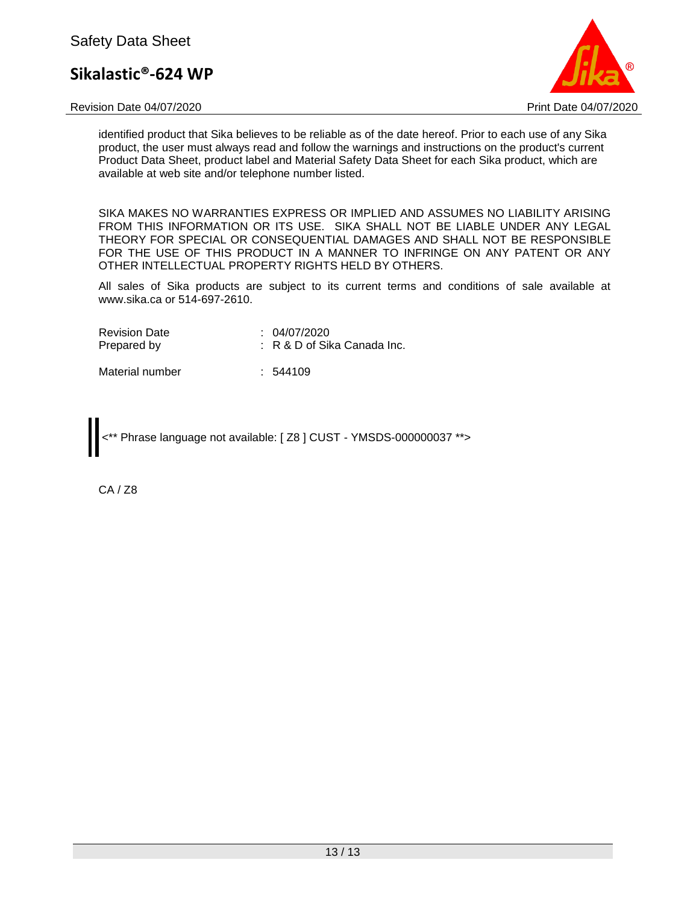identified product that Sika believes to be reliable as of the date hereof. Prior to each use of any Sika product, the user must always read and follow the warnings and instructions on the product's current Product Data Sheet, product label and Material Safety Data Sheet for each Sika product, which are available at web site and/or telephone number listed.

SIKA MAKES NO WARRANTIES EXPRESS OR IMPLIED AND ASSUMES NO LIABILITY ARISING FROM THIS INFORMATION OR ITS USE. SIKA SHALL NOT BE LIABLE UNDER ANY LEGAL THEORY FOR SPECIAL OR CONSEQUENTIAL DAMAGES AND SHALL NOT BE RESPONSIBLE FOR THE USE OF THIS PRODUCT IN A MANNER TO INFRINGE ON ANY PATENT OR ANY OTHER INTELLECTUAL PROPERTY RIGHTS HELD BY OTHERS.

All sales of Sika products are subject to its current terms and conditions of sale available at www.sika.ca or 514-697-2610.

Revision Date : 04/07/2020
Prepared by : R & D of Sika Canada Inc.

Material number : 544109

<** Phrase language not available: [ Z8 ] CUST - YMSDS-000000037 **>

CA / Z8